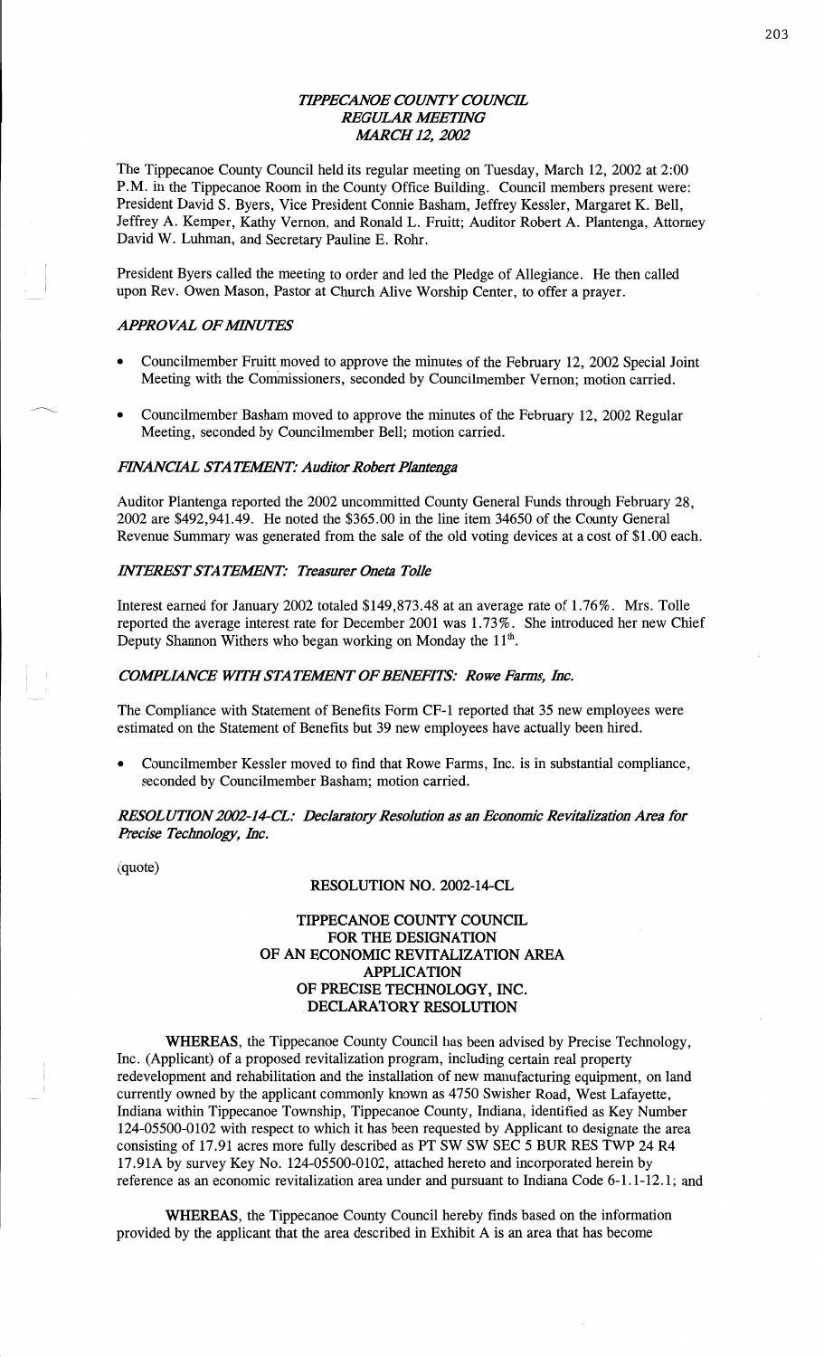# *TIPPECANOE COUNTY COUNCIL*
## *REGULAR MEETING*
## *MARCH 12, 2002*

The Tippecanoe County Council held its regular meeting on Tuesday, March 12, 2002 at 2:00 P.M. in the Tippecanoe Room in the County Office Building. Council members present were: President David S. Byers, Vice President Connie Basham, Jeffrey Kessler, Margaret K. Bell, Jeffrey A. Kemper, Kathy Vernon, and Ronald L. Fruitt; Auditor Robert A. Plantenga, Attorney David W. Luhman, and Secretary Pauline E. Rohr.

President Byers called the meeting to order and led the Pledge of Allegiance. He then called upon Rev. Owen Mason, Pastor at Church Alive Worship Center, to offer a prayer.

### *APPROVAL OF MINUTES*

- Councilmember Fruitt moved to approve the minutes of the February 12, 2002 Special Joint Meeting with the Commissioners, seconded by Councilmember Vernon; motion carried.
- Councilmember Basham moved to approve the minutes of the February 12, 2002 Regular Meeting, seconded by Councilmember Bell; motion carried.

### *FINANCIAL STATEMENT: Auditor Robert Plantenga*

Auditor Plantenga reported the 2002 uncommitted County General Funds through February 28, 2002 are $492,941.49. He noted the $365.00 in the line item 34650 of the County General Revenue Summary was generated from the sale of the old voting devices at a cost of $1.00 each.

### *INTEREST STATEMENT: Treasurer Oneta Tolle*

Interest earned for January 2002 totaled $149,873.48 at an average rate of 1.76%. Mrs. Tolle reported the average interest rate for December 2001 was 1.73%. She introduced her new Chief Deputy Shannon Withers who began working on Monday the 11th.

### *COMPLIANCE WITH STATEMENT OF BENEFITS: Rowe Farms, Inc.*

The Compliance with Statement of Benefits Form CF-1 reported that 35 new employees were estimated on the Statement of Benefits but 39 new employees have actually been hired.

- Councilmember Kessler moved to find that Rowe Farms, Inc. is in substantial compliance, seconded by Councilmember Basham; motion carried.

### *RESOLUTION 2002-14-CL: Declaratory Resolution as an Economic Revitalization Area for Precise Technology, Inc.*

(quote)

**RESOLUTION NO. 2002-14-CL**

**TIPPECANOE COUNTY COUNCIL
FOR THE DESIGNATION
OF AN ECONOMIC REVITALIZATION AREA
APPLICATION
OF PRECISE TECHNOLOGY, INC.
DECLARATORY RESOLUTION**

**WHEREAS**, the Tippecanoe County Council has been advised by Precise Technology, Inc. (Applicant) of a proposed revitalization program, including certain real property redevelopment and rehabilitation and the installation of new manufacturing equipment, on land currently owned by the applicant commonly known as 4750 Swisher Road, West Lafayette, Indiana within Tippecanoe Township, Tippecanoe County, Indiana, identified as Key Number 124-05500-0102 with respect to which it has been requested by Applicant to designate the area consisting of 17.91 acres more fully described as PT SW SW SEC 5 BUR RES TWP 24 R4 17.91A by survey Key No. 124-05500-0102, attached hereto and incorporated herein by reference as an economic revitalization area under and pursuant to Indiana Code 6-1.1-12.1; and

**WHEREAS**, the Tippecanoe County Council hereby finds based on the information provided by the applicant that the area described in Exhibit A is an area that has become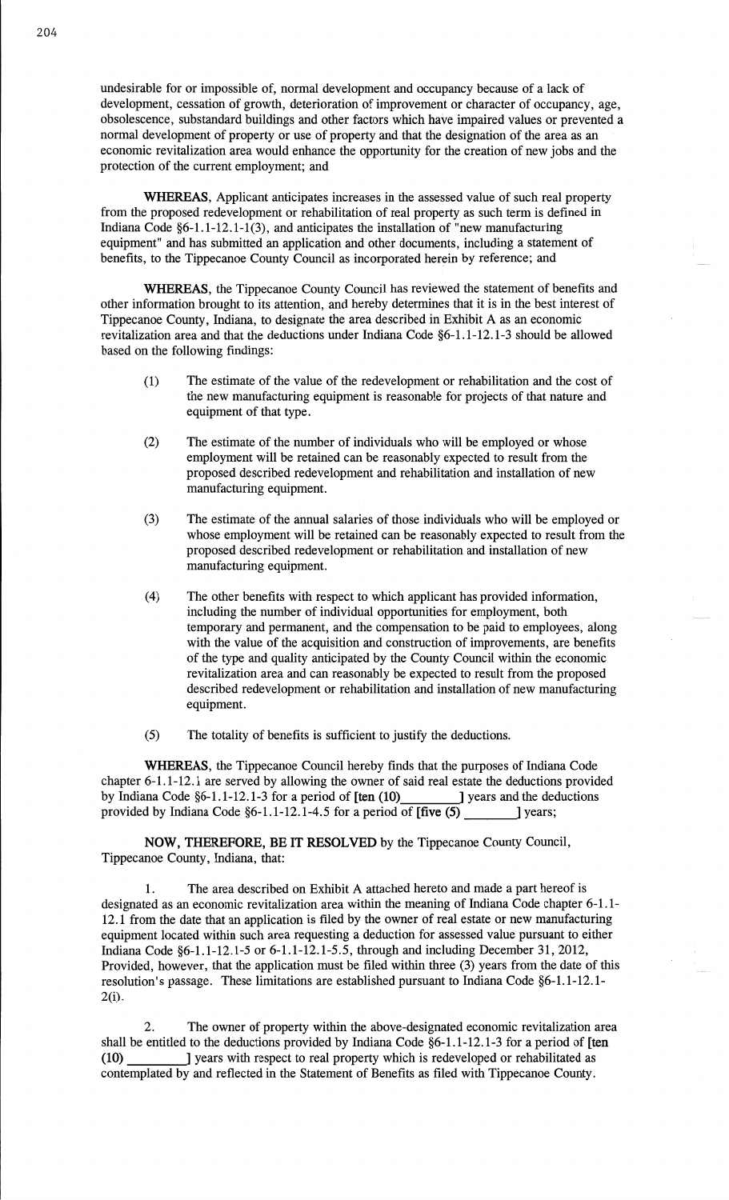undesirable for or impossible of, normal development and occupancy because of a lack of development, cessation of growth, deterioration of improvement or character of occupancy, age, obsolescence, substandard buildings and other factors which have impaired values or prevented a normal development of property or use of property and that the designation of the area as an economic revitalization area would enhance the opportunity for the creation of new jobs and the protection of the current employment; and

**WHEREAS**, Applicant anticipates increases in the assessed value of such real property from the proposed redevelopment or rehabilitation of real property as such term is defined in Indiana Code §6-1.1-12.1-1(3), and anticipates the installation of "new manufacturing equipment" and has submitted an application and other documents, including a statement of benefits, to the Tippecanoe County Council as incorporated herein by reference; and

**WHEREAS**, the Tippecanoe County Council has reviewed the statement of benefits and other information brought to its attention, and hereby determines that it is in the best interest of Tippecanoe County, Indiana, to designate the area described in Exhibit A as an economic revitalization area and that the deductions under Indiana Code §6-1.1-12.1-3 should be allowed based on the following findings:

(1) The estimate of the value of the redevelopment or rehabilitation and the cost of the new manufacturing equipment is reasonable for projects of that nature and equipment of that type.

(2) The estimate of the number of individuals who will be employed or whose employment will be retained can be reasonably expected to result from the proposed described redevelopment and rehabilitation and installation of new manufacturing equipment.

(3) The estimate of the annual salaries of those individuals who will be employed or whose employment will be retained can be reasonably expected to result from the proposed described redevelopment or rehabilitation and installation of new manufacturing equipment.

(4) The other benefits with respect to which applicant has provided information, including the number of individual opportunities for employment, both temporary and permanent, and the compensation to be paid to employees, along with the value of the acquisition and construction of improvements, are benefits of the type and quality anticipated by the County Council within the economic revitalization area and can reasonably be expected to result from the proposed described redevelopment or rehabilitation and installation of new manufacturing equipment.

(5) The totality of benefits is sufficient to justify the deductions.

**WHEREAS**, the Tippecanoe Council hereby finds that the purposes of Indiana Code chapter 6-1.1-12.1 are served by allowing the owner of said real estate the deductions provided by Indiana Code §6-1.1-12.1-3 for a period of **[ten (10)**________**]** years and the deductions provided by Indiana Code §6-1.1-12.1-4.5 for a period of **[five (5)** ________**]** years;

**NOW, THEREFORE, BE IT RESOLVED** by the Tippecanoe County Council, Tippecanoe County, Indiana, that:

1. The area described on Exhibit A attached hereto and made a part hereof is designated as an economic revitalization area within the meaning of Indiana Code chapter 6-1.1-12.1 from the date that an application is filed by the owner of real estate or new manufacturing equipment located within such area requesting a deduction for assessed value pursuant to either Indiana Code §6-1.1-12.1-5 or 6-1.1-12.1-5.5, through and including December 31, 2012, Provided, however, that the application must be filed within three (3) years from the date of this resolution's passage. These limitations are established pursuant to Indiana Code §6-1.1-12.1-2(i).

2. The owner of property within the above-designated economic revitalization area shall be entitled to the deductions provided by Indiana Code §6-1.1-12.1-3 for a period of **[ten (10)** ________**]** years with respect to real property which is redeveloped or rehabilitated as contemplated by and reflected in the Statement of Benefits as filed with Tippecanoe County.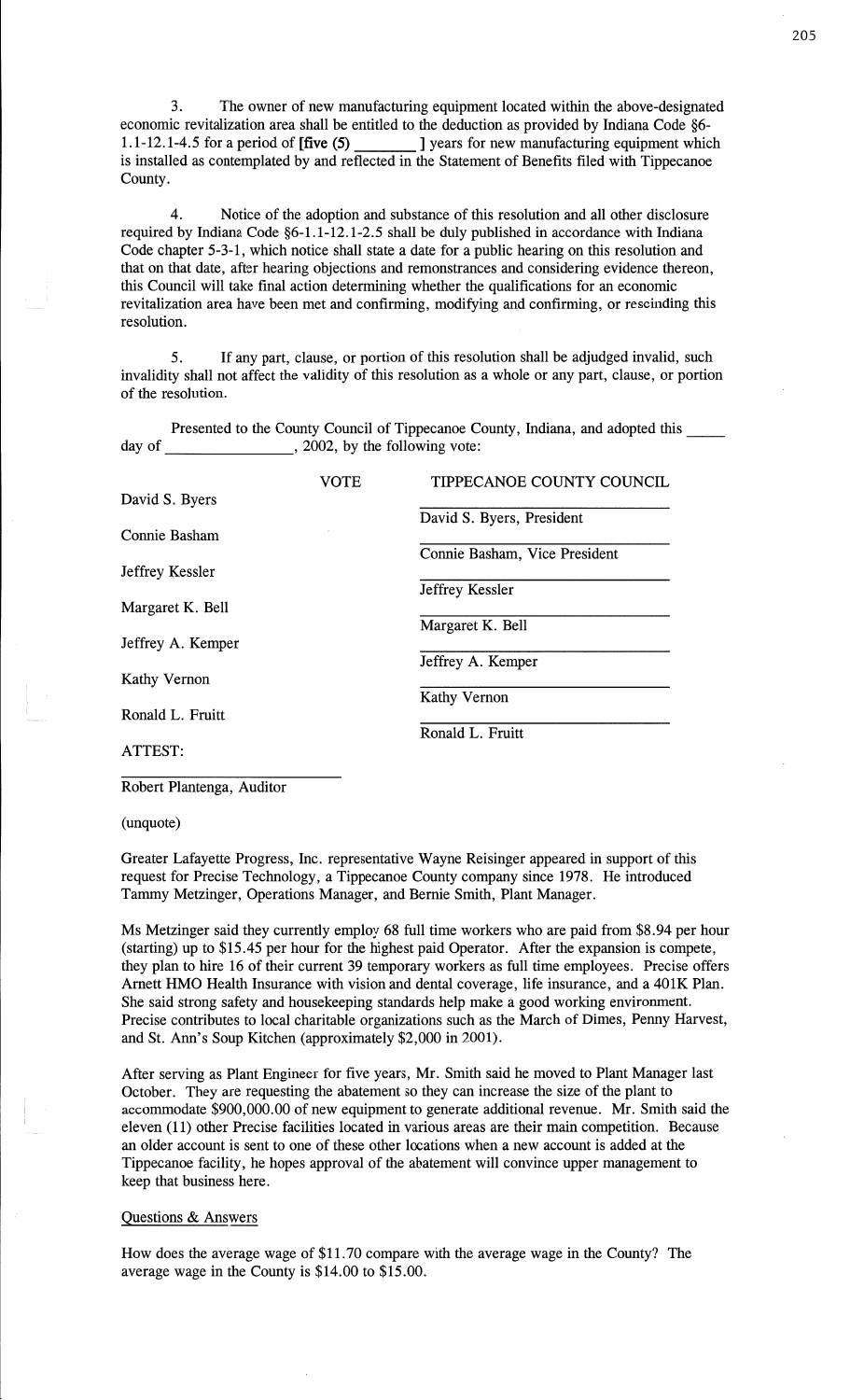3. The owner of new manufacturing equipment located within the above-designated economic revitalization area shall be entitled to the deduction as provided by Indiana Code §6-1.1-12.1-4.5 for a period of [five (5) ________ ] years for new manufacturing equipment which is installed as contemplated by and reflected in the Statement of Benefits filed with Tippecanoe County.

4. Notice of the adoption and substance of this resolution and all other disclosure required by Indiana Code §6-1.1-12.1-2.5 shall be duly published in accordance with Indiana Code chapter 5-3-1, which notice shall state a date for a public hearing on this resolution and that on that date, after hearing objections and remonstrances and considering evidence thereon, this Council will take final action determining whether the qualifications for an economic revitalization area have been met and confirming, modifying and confirming, or rescinding this resolution.

5. If any part, clause, or portion of this resolution shall be adjudged invalid, such invalidity shall not affect the validity of this resolution as a whole or any part, clause, or portion of the resolution.

Presented to the County Council of Tippecanoe County, Indiana, and adopted this _____ day of ________________, 2002, by the following vote:

| | VOTE | TIPPECANOE COUNTY COUNCIL |
|---|---|---|
| David S. Byers | | David S. Byers, President |
| Connie Basham | | Connie Basham, Vice President |
| Jeffrey Kessler | | Jeffrey Kessler |
| Margaret K. Bell | | Margaret K. Bell |
| Jeffrey A. Kemper | | Jeffrey A. Kemper |
| Kathy Vernon | | Kathy Vernon |
| Ronald L. Fruitt | | Ronald L. Fruitt |

ATTEST:

______________________________
Robert Plantenga, Auditor

(unquote)

Greater Lafayette Progress, Inc. representative Wayne Reisinger appeared in support of this request for Precise Technology, a Tippecanoe County company since 1978. He introduced Tammy Metzinger, Operations Manager, and Bernie Smith, Plant Manager.

Ms Metzinger said they currently employ 68 full time workers who are paid from $8.94 per hour (starting) up to $15.45 per hour for the highest paid Operator. After the expansion is compete, they plan to hire 16 of their current 39 temporary workers as full time employees. Precise offers Arnett HMO Health Insurance with vision and dental coverage, life insurance, and a 401K Plan. She said strong safety and housekeeping standards help make a good working environment. Precise contributes to local charitable organizations such as the March of Dimes, Penny Harvest, and St. Ann's Soup Kitchen (approximately $2,000 in 2001).

After serving as Plant Engineer for five years, Mr. Smith said he moved to Plant Manager last October. They are requesting the abatement so they can increase the size of the plant to accommodate $900,000.00 of new equipment to generate additional revenue. Mr. Smith said the eleven (11) other Precise facilities located in various areas are their main competition. Because an older account is sent to one of these other locations when a new account is added at the Tippecanoe facility, he hopes approval of the abatement will convince upper management to keep that business here.

Questions & Answers

How does the average wage of $11.70 compare with the average wage in the County? The average wage in the County is $14.00 to $15.00.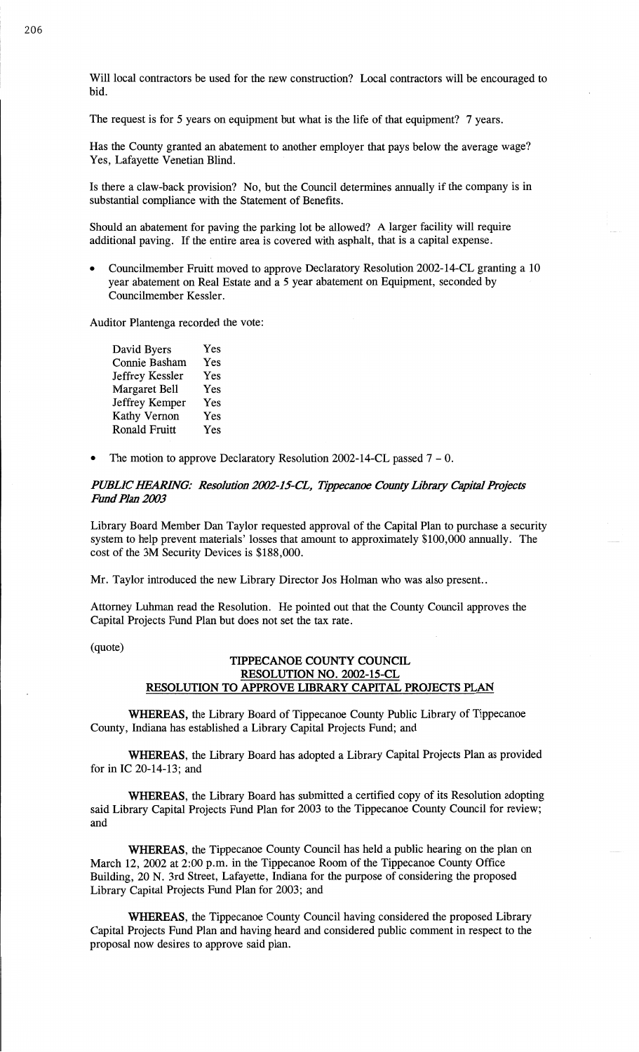Will local contractors be used for the new construction? Local contractors will be encouraged to bid.

The request is for 5 years on equipment but what is the life of that equipment? 7 years.

Has the County granted an abatement to another employer that pays below the average wage? Yes, Lafayette Venetian Blind.

Is there a claw-back provision? No, but the Council determines annually if the company is in substantial compliance with the Statement of Benefits.

Should an abatement for paving the parking lot be allowed? A larger facility will require additional paving. If the entire area is covered with asphalt, that is a capital expense.

- Councilmember Fruitt moved to approve Declaratory Resolution 2002-14-CL granting a 10 year abatement on Real Estate and a 5 year abatement on Equipment, seconded by Councilmember Kessler.

Auditor Plantenga recorded the vote:

| | |
|---|---|
| David Byers | Yes |
| Connie Basham | Yes |
| Jeffrey Kessler | Yes |
| Margaret Bell | Yes |
| Jeffrey Kemper | Yes |
| Kathy Vernon | Yes |
| Ronald Fruitt | Yes |

- The motion to approve Declaratory Resolution 2002-14-CL passed 7 – 0.

### *PUBLIC HEARING: Resolution 2002-15-CL, Tippecanoe County Library Capital Projects Fund Plan 2003*

Library Board Member Dan Taylor requested approval of the Capital Plan to purchase a security system to help prevent materials' losses that amount to approximately $100,000 annually. The cost of the 3M Security Devices is $188,000.

Mr. Taylor introduced the new Library Director Jos Holman who was also present..

Attorney Luhman read the Resolution. He pointed out that the County Council approves the Capital Projects Fund Plan but does not set the tax rate.

(quote)

**TIPPECANOE COUNTY COUNCIL**
**RESOLUTION NO. 2002-15-CL**
**RESOLUTION TO APPROVE LIBRARY CAPITAL PROJECTS PLAN**

**WHEREAS,** the Library Board of Tippecanoe County Public Library of Tippecanoe County, Indiana has established a Library Capital Projects Fund; and

**WHEREAS,** the Library Board has adopted a Library Capital Projects Plan as provided for in IC 20-14-13; and

**WHEREAS,** the Library Board has submitted a certified copy of its Resolution adopting said Library Capital Projects Fund Plan for 2003 to the Tippecanoe County Council for review; and

**WHEREAS,** the Tippecanoe County Council has held a public hearing on the plan on March 12, 2002 at 2:00 p.m. in the Tippecanoe Room of the Tippecanoe County Office Building, 20 N. 3rd Street, Lafayette, Indiana for the purpose of considering the proposed Library Capital Projects Fund Plan for 2003; and

**WHEREAS,** the Tippecanoe County Council having considered the proposed Library Capital Projects Fund Plan and having heard and considered public comment in respect to the proposal now desires to approve said plan.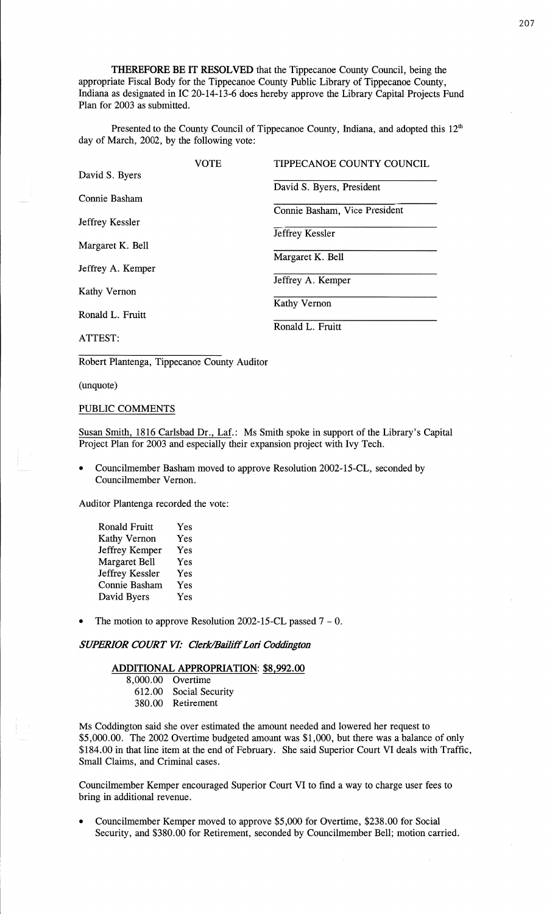**THEREFORE BE IT RESOLVED** that the Tippecanoe County Council, being the appropriate Fiscal Body for the Tippecanoe County Public Library of Tippecanoe County, Indiana as designated in IC 20-14-13-6 does hereby approve the Library Capital Projects Fund Plan for 2003 as submitted.

Presented to the County Council of Tippecanoe County, Indiana, and adopted this 12th day of March, 2002, by the following vote:

| | VOTE | TIPPECANOE COUNTY COUNCIL |
|---|---|---|
| David S. Byers | | David S. Byers, President |
| Connie Basham | | Connie Basham, Vice President |
| Jeffrey Kessler | | Jeffrey Kessler |
| Margaret K. Bell | | Margaret K. Bell |
| Jeffrey A. Kemper | | Jeffrey A. Kemper |
| Kathy Vernon | | Kathy Vernon |
| Ronald L. Fruitt | | Ronald L. Fruitt |

ATTEST:

Robert Plantenga, Tippecanoe County Auditor

(unquote)

PUBLIC COMMENTS

Susan Smith, 1816 Carlsbad Dr., Laf.: Ms Smith spoke in support of the Library's Capital Project Plan for 2003 and especially their expansion project with Ivy Tech.

- Councilmember Basham moved to approve Resolution 2002-15-CL, seconded by Councilmember Vernon.

Auditor Plantenga recorded the vote:

| | |
|---|---|
| Ronald Fruitt | Yes |
| Kathy Vernon | Yes |
| Jeffrey Kemper | Yes |
| Margaret Bell | Yes |
| Jeffrey Kessler | Yes |
| Connie Basham | Yes |
| David Byers | Yes |

- The motion to approve Resolution 2002-15-CL passed 7 – 0.

***SUPERIOR COURT VI: Clerk/Bailiff Lori Coddington***

**ADDITIONAL APPROPRIATION: $8,992.00**

| | |
|---|---|
| 8,000.00 | Overtime |
| 612.00 | Social Security |
| 380.00 | Retirement |

Ms Coddington said she over estimated the amount needed and lowered her request to $5,000.00. The 2002 Overtime budgeted amount was $1,000, but there was a balance of only $184.00 in that line item at the end of February. She said Superior Court VI deals with Traffic, Small Claims, and Criminal cases.

Councilmember Kemper encouraged Superior Court VI to find a way to charge user fees to bring in additional revenue.

- Councilmember Kemper moved to approve $5,000 for Overtime, $238.00 for Social Security, and $380.00 for Retirement, seconded by Councilmember Bell; motion carried.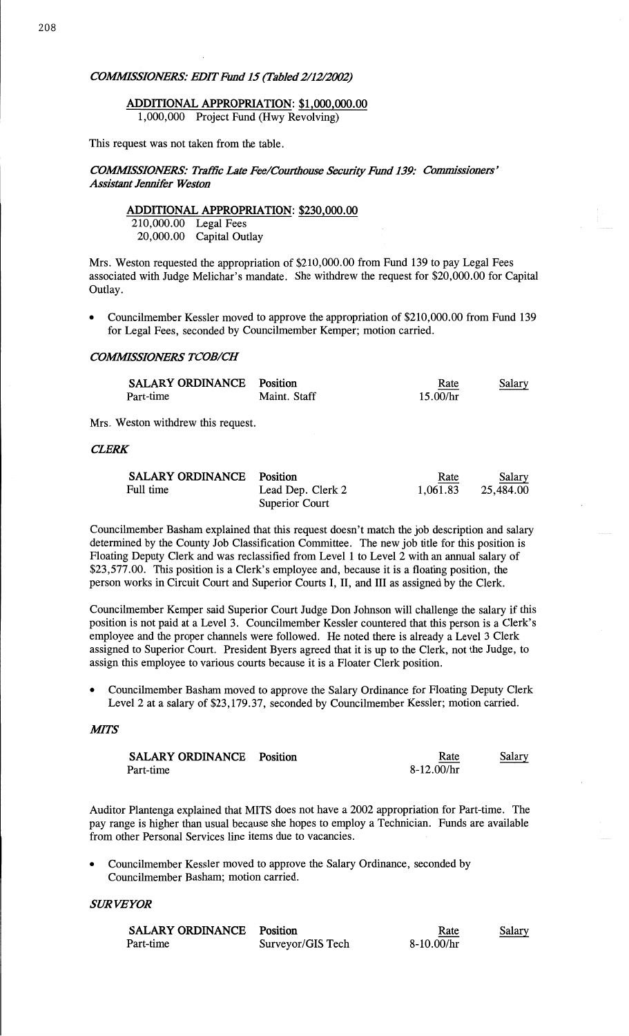*COMMISSIONERS: EDIT Fund 15 (Tabled 2/12/2002)*

**ADDITIONAL APPROPRIATION: $1,000,000.00**

1,000,000 Project Fund (Hwy Revolving)

This request was not taken from the table.

*COMMISSIONERS: Traffic Late Fee/Courthouse Security Fund 139: Commissioners' Assistant Jennifer Weston*

**ADDITIONAL APPROPRIATION: $230,000.00**

210,000.00 Legal Fees
20,000.00 Capital Outlay

Mrs. Weston requested the appropriation of $210,000.00 from Fund 139 to pay Legal Fees associated with Judge Melichar's mandate. She withdrew the request for $20,000.00 for Capital Outlay.

- Councilmember Kessler moved to approve the appropriation of $210,000.00 from Fund 139 for Legal Fees, seconded by Councilmember Kemper; motion carried.

*COMMISSIONERS TCOB/CH*

| SALARY ORDINANCE | Position | Rate | Salary |
|---|---|---|---|
| Part-time | Maint. Staff | 15.00/hr | |

Mrs. Weston withdrew this request.

*CLERK*

| SALARY ORDINANCE | Position | Rate | Salary |
|---|---|---|---|
| Full time | Lead Dep. Clerk 2 Superior Court | 1,061.83 | 25,484.00 |

Councilmember Basham explained that this request doesn't match the job description and salary determined by the County Job Classification Committee. The new job title for this position is Floating Deputy Clerk and was reclassified from Level 1 to Level 2 with an annual salary of $23,577.00. This position is a Clerk's employee and, because it is a floating position, the person works in Circuit Court and Superior Courts I, II, and III as assigned by the Clerk.

Councilmember Kemper said Superior Court Judge Don Johnson will challenge the salary if this position is not paid at a Level 3. Councilmember Kessler countered that this person is a Clerk's employee and the proper channels were followed. He noted there is already a Level 3 Clerk assigned to Superior Court. President Byers agreed that it is up to the Clerk, not the Judge, to assign this employee to various courts because it is a Floater Clerk position.

- Councilmember Basham moved to approve the Salary Ordinance for Floating Deputy Clerk Level 2 at a salary of $23,179.37, seconded by Councilmember Kessler; motion carried.

*MITS*

| SALARY ORDINANCE | Position | Rate | Salary |
|---|---|---|---|
| Part-time | | 8-12.00/hr | |

Auditor Plantenga explained that MITS does not have a 2002 appropriation for Part-time. The pay range is higher than usual because she hopes to employ a Technician. Funds are available from other Personal Services line items due to vacancies.

- Councilmember Kessler moved to approve the Salary Ordinance, seconded by Councilmember Basham; motion carried.

*SURVEYOR*

| SALARY ORDINANCE | Position | Rate | Salary |
|---|---|---|---|
| Part-time | Surveyor/GIS Tech | 8-10.00/hr | |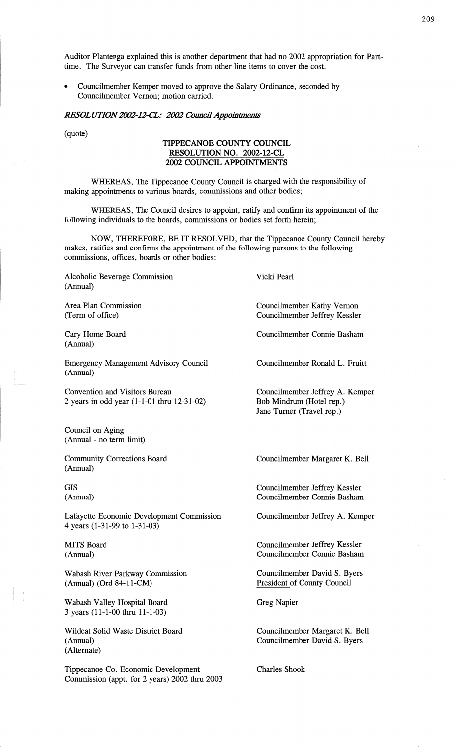Auditor Plantenga explained this is another department that had no 2002 appropriation for Part-time. The Surveyor can transfer funds from other line items to cover the cost.

- Councilmember Kemper moved to approve the Salary Ordinance, seconded by Councilmember Vernon; motion carried.

***RESOLUTION 2002-12-CL: 2002 Council Appointments***

(quote)

**TIPPECANOE COUNTY COUNCIL**
**RESOLUTION NO. 2002-12-CL**
**2002 COUNCIL APPOINTMENTS**

WHEREAS, The Tippecanoe County Council is charged with the responsibility of making appointments to various boards, commissions and other bodies;

WHEREAS, The Council desires to appoint, ratify and confirm its appointment of the following individuals to the boards, commissions or bodies set forth herein;

NOW, THEREFORE, BE IT RESOLVED, that the Tippecanoe County Council hereby makes, ratifies and confirms the appointment of the following persons to the following commissions, offices, boards or other bodies:

| | |
|---|---|
| Alcoholic Beverage Commission (Annual) | Vicki Pearl |
| Area Plan Commission (Term of office) | Councilmember Kathy Vernon<br>Councilmember Jeffrey Kessler |
| Cary Home Board (Annual) | Councilmember Connie Basham |
| Emergency Management Advisory Council (Annual) | Councilmember Ronald L. Fruitt |
| Convention and Visitors Bureau<br>2 years in odd year (1-1-01 thru 12-31-02) | Councilmember Jeffrey A. Kemper<br>Bob Mindrum (Hotel rep.)<br>Jane Turner (Travel rep.) |
| Council on Aging (Annual - no term limit) | |
| Community Corrections Board (Annual) | Councilmember Margaret K. Bell |
| GIS (Annual) | Councilmember Jeffrey Kessler<br>Councilmember Connie Basham |
| Lafayette Economic Development Commission<br>4 years (1-31-99 to 1-31-03) | Councilmember Jeffrey A. Kemper |
| MITS Board (Annual) | Councilmember Jeffrey Kessler<br>Councilmember Connie Basham |
| Wabash River Parkway Commission<br>(Annual) (Ord 84-11-CM) | Councilmember David S. Byers<br><u>President</u> of County Council |
| Wabash Valley Hospital Board<br>3 years (11-1-00 thru 11-1-03) | Greg Napier |
| Wildcat Solid Waste District Board<br>(Annual)<br>(Alternate) | Councilmember Margaret K. Bell<br>Councilmember David S. Byers |
| Tippecanoe Co. Economic Development Commission (appt. for 2 years) 2002 thru 2003 | Charles Shook |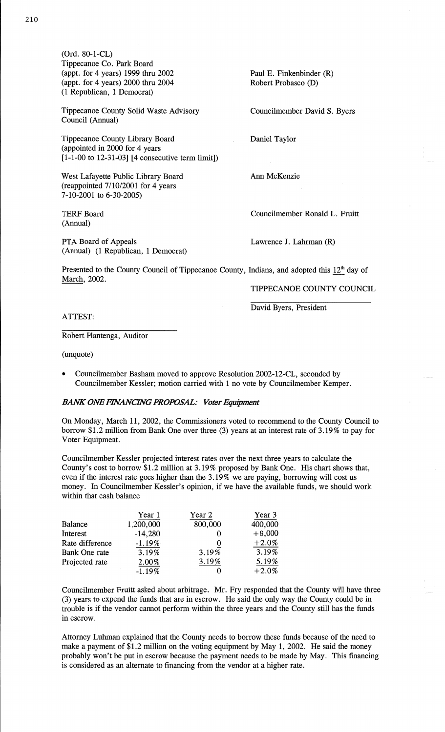(Ord. 80-1-CL)
Tippecanoe Co. Park Board
(appt. for 4 years) 1999 thru 2002 — Paul E. Finkenbinder (R)
(appt. for 4 years) 2000 thru 2004 — Robert Probasco (D)
(1 Republican, 1 Democrat)

Tippecanoe County Solid Waste Advisory Council (Annual) — Councilmember David S. Byers

Tippecanoe County Library Board (appointed in 2000 for 4 years [1-1-00 to 12-31-03] [4 consecutive term limit]) — Daniel Taylor

West Lafayette Public Library Board (reappointed 7/10/2001 for 4 years 7-10-2001 to 6-30-2005) — Ann McKenzie

TERF Board (Annual) — Councilmember Ronald L. Fruitt

PTA Board of Appeals (Annual) (1 Republican, 1 Democrat) — Lawrence J. Lahrman (R)

Presented to the County Council of Tippecanoe County, Indiana, and adopted this 12th day of March, 2002.

TIPPECANOE COUNTY COUNCIL

David Byers, President

ATTEST:

Robert Plantenga, Auditor

(unquote)

- Councilmember Basham moved to approve Resolution 2002-12-CL, seconded by Councilmember Kessler; motion carried with 1 no vote by Councilmember Kemper.

### *BANK ONE FINANCING PROPOSAL: Voter Equipment*

On Monday, March 11, 2002, the Commissioners voted to recommend to the County Council to borrow $1.2 million from Bank One over three (3) years at an interest rate of 3.19% to pay for Voter Equipment.

Councilmember Kessler projected interest rates over the next three years to calculate the County's cost to borrow $1.2 million at 3.19% proposed by Bank One. His chart shows that, even if the interest rate goes higher than the 3.19% we are paying, borrowing will cost us money. In Councilmember Kessler's opinion, if we have the available funds, we should work within that cash balance

| | Year 1 | Year 2 | Year 3 |
|---|---|---|---|
| Balance | 1,200,000 | 800,000 | 400,000 |
| Interest | -14,280 | 0 | +8,000 |
| Rate difference | -1.19% | 0 | +2.0% |
| Bank One rate | 3.19% | 3.19% | 3.19% |
| Projected rate | 2.00% | 3.19% | 5.19% |
| | -1.19% | 0 | +2.0% |

Councilmember Fruitt asked about arbitrage. Mr. Fry responded that the County will have three (3) years to expend the funds that are in escrow. He said the only way the County could be in trouble is if the vendor cannot perform within the three years and the County still has the funds in escrow.

Attorney Luhman explained that the County needs to borrow these funds because of the need to make a payment of $1.2 million on the voting equipment by May 1, 2002. He said the money probably won't be put in escrow because the payment needs to be made by May. This financing is considered as an alternate to financing from the vendor at a higher rate.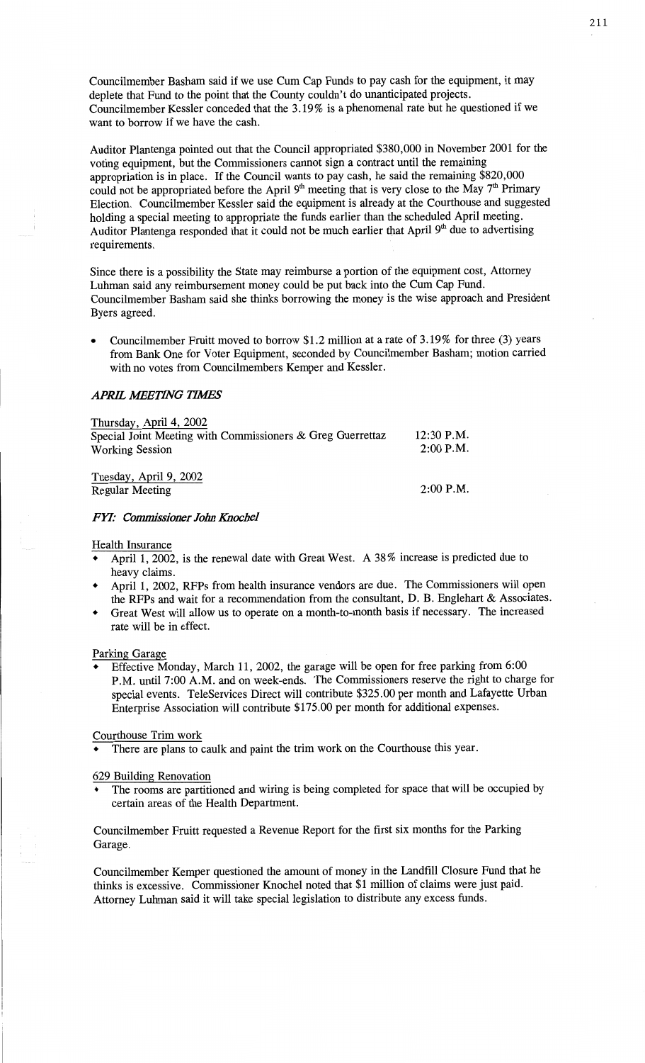Councilmember Basham said if we use Cum Cap Funds to pay cash for the equipment, it may deplete that Fund to the point that the County couldn't do unanticipated projects. Councilmember Kessler conceded that the 3.19% is a phenomenal rate but he questioned if we want to borrow if we have the cash.

Auditor Plantenga pointed out that the Council appropriated $380,000 in November 2001 for the voting equipment, but the Commissioners cannot sign a contract until the remaining appropriation is in place. If the Council wants to pay cash, he said the remaining $820,000 could not be appropriated before the April 9th meeting that is very close to the May 7th Primary Election. Councilmember Kessler said the equipment is already at the Courthouse and suggested holding a special meeting to appropriate the funds earlier than the scheduled April meeting. Auditor Plantenga responded that it could not be much earlier that April 9th due to advertising requirements.

Since there is a possibility the State may reimburse a portion of the equipment cost, Attorney Luhman said any reimbursement money could be put back into the Cum Cap Fund. Councilmember Basham said she thinks borrowing the money is the wise approach and President Byers agreed.

- Councilmember Fruitt moved to borrow $1.2 million at a rate of 3.19% for three (3) years from Bank One for Voter Equipment, seconded by Councilmember Basham; motion carried with no votes from Councilmembers Kemper and Kessler.

### *APRIL MEETING TIMES*

| | |
|---|---|
| Thursday, April 4, 2002 | |
| Special Joint Meeting with Commissioners & Greg Guerrettaz | 12:30 P.M. |
| Working Session | 2:00 P.M. |
| Tuesday, April 9, 2002 | |
| Regular Meeting | 2:00 P.M. |

### *FYI: Commissioner John Knochel*

Health Insurance

- April 1, 2002, is the renewal date with Great West. A 38% increase is predicted due to heavy claims.
- April 1, 2002, RFPs from health insurance vendors are due. The Commissioners will open the RFPs and wait for a recommendation from the consultant, D. B. Englehart & Associates.
- Great West will allow us to operate on a month-to-month basis if necessary. The increased rate will be in effect.

Parking Garage

- Effective Monday, March 11, 2002, the garage will be open for free parking from 6:00 P.M. until 7:00 A.M. and on week-ends. The Commissioners reserve the right to charge for special events. TeleServices Direct will contribute $325.00 per month and Lafayette Urban Enterprise Association will contribute $175.00 per month for additional expenses.

Courthouse Trim work

- There are plans to caulk and paint the trim work on the Courthouse this year.

629 Building Renovation

- The rooms are partitioned and wiring is being completed for space that will be occupied by certain areas of the Health Department.

Councilmember Fruitt requested a Revenue Report for the first six months for the Parking Garage.

Councilmember Kemper questioned the amount of money in the Landfill Closure Fund that he thinks is excessive. Commissioner Knochel noted that $1 million of claims were just paid. Attorney Luhman said it will take special legislation to distribute any excess funds.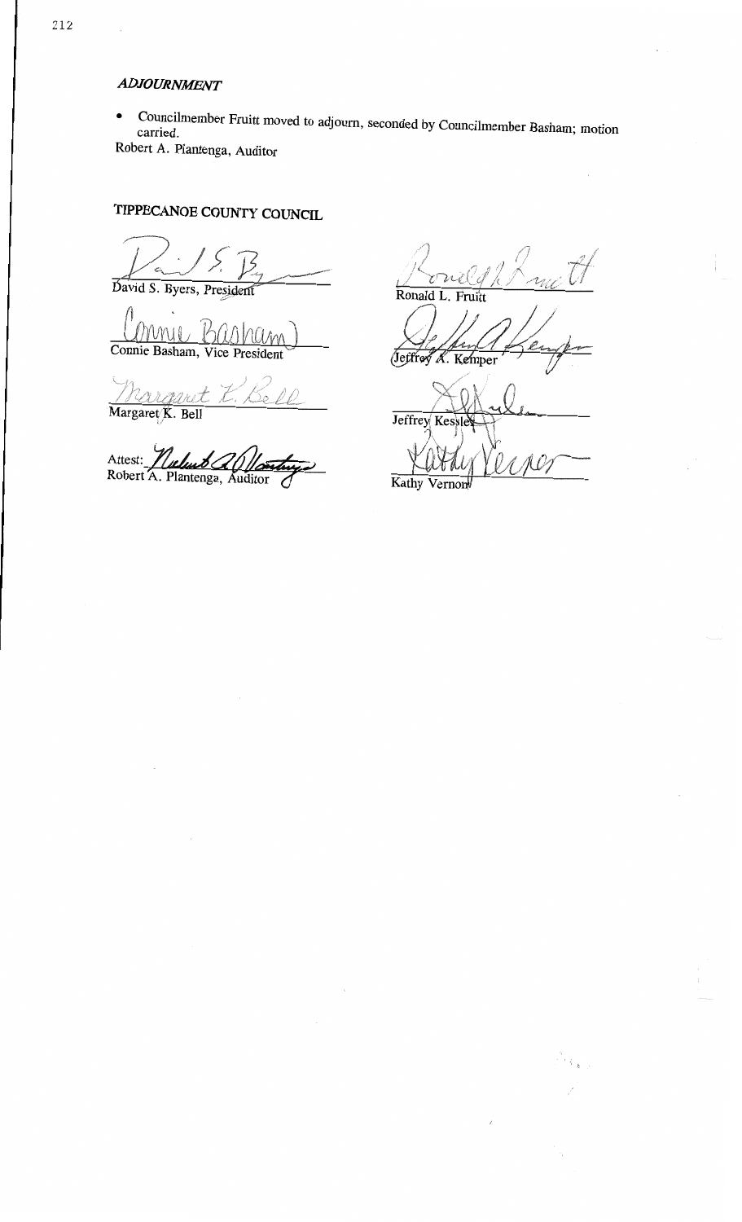### *ADJOURNMENT*

- Councilmember Fruitt moved to adjourn, seconded by Councilmember Basham; motion carried.

Robert A. Plantenga, Auditor

## TIPPECANOE COUNTY COUNCIL

David S. Byers, President

Connie Basham, Vice President

Margaret K. Bell

Attest: Robert A. Plantenga, Auditor

Ronald L. Fruitt

Jeffrey A. Kemper

Jeffrey Kessler

Kathy Vernon